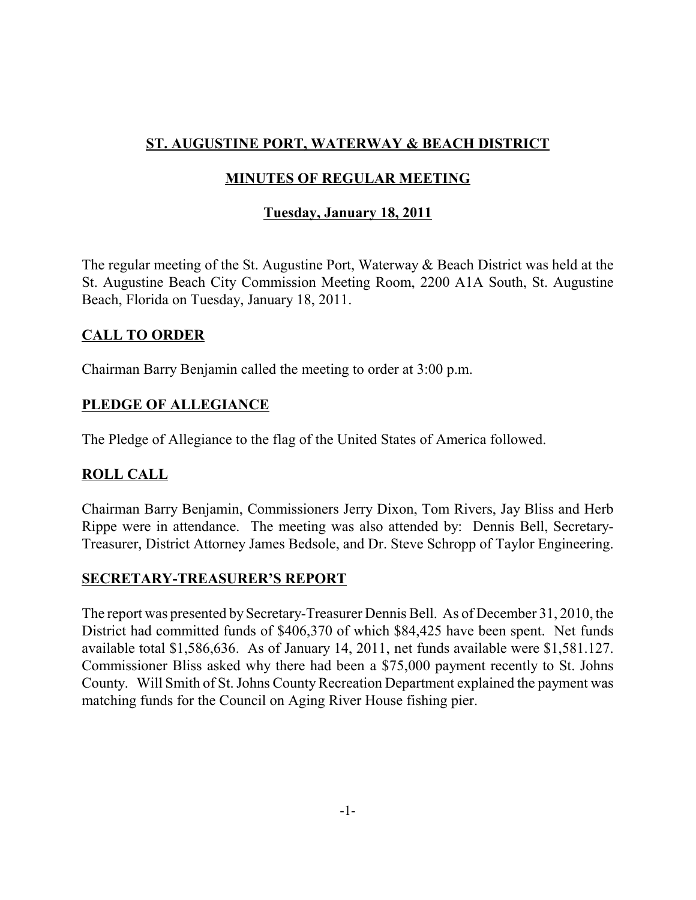**ST. AUGUSTINE PORT, WATERWAY & BEACH DISTRICT**

**MINUTES OF REGULAR MEETING**

**Tuesday, January 18, 2011**

The regular meeting of the St. Augustine Port, Waterway & Beach District was held at the St. Augustine Beach City Commission Meeting Room, 2200 A1A South, St. Augustine Beach, Florida on Tuesday, January 18, 2011.

## CALL TO ORDER

Chairman Barry Benjamin called the meeting to order at 3:00 p.m.

## PLEDGE OF ALLEGIANCE

The Pledge of Allegiance to the flag of the United States of America followed.

## ROLL CALL

Chairman Barry Benjamin, Commissioners Jerry Dixon, Tom Rivers, Jay Bliss and Herb Rippe were in attendance. The meeting was also attended by: Dennis Bell, Secretary-Treasurer, District Attorney James Bedsole, and Dr. Steve Schropp of Taylor Engineering.

## SECRETARY-TREASURER'S REPORT

The report was presented by Secretary-Treasurer Dennis Bell. As of December 31, 2010, the District had committed funds of $406,370 of which $84,425 have been spent. Net funds available total $1,586,636. As of January 14, 2011, net funds available were $1,581.127. Commissioner Bliss asked why there had been a $75,000 payment recently to St. Johns County. Will Smith of St. Johns County Recreation Department explained the payment was matching funds for the Council on Aging River House fishing pier.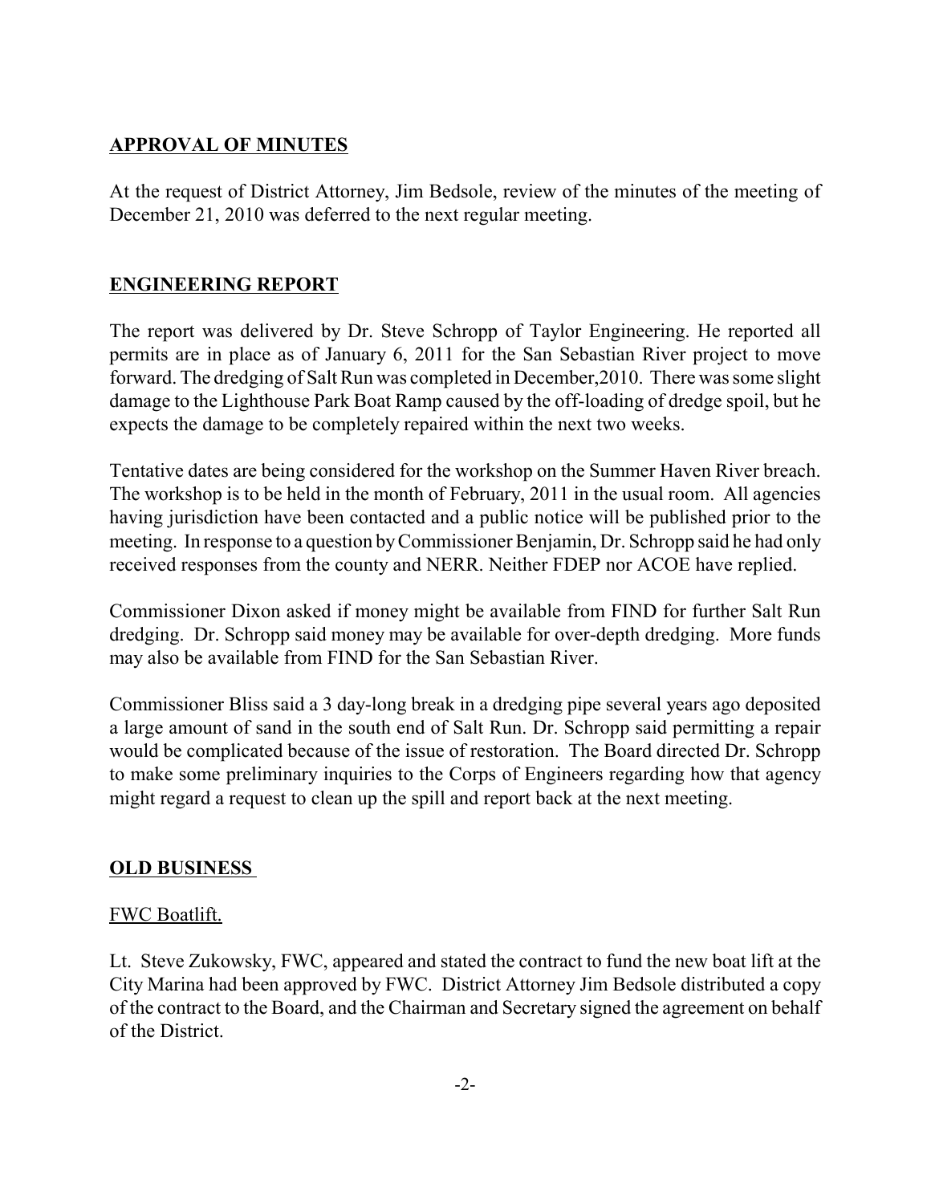## APPROVAL OF MINUTES

At the request of District Attorney, Jim Bedsole, review of the minutes of the meeting of December 21, 2010 was deferred to the next regular meeting.

## ENGINEERING REPORT

The report was delivered by Dr. Steve Schropp of Taylor Engineering. He reported all permits are in place as of January 6, 2011 for the San Sebastian River project to move forward. The dredging of Salt Run was completed in December,2010. There was some slight damage to the Lighthouse Park Boat Ramp caused by the off-loading of dredge spoil, but he expects the damage to be completely repaired within the next two weeks.

Tentative dates are being considered for the workshop on the Summer Haven River breach. The workshop is to be held in the month of February, 2011 in the usual room. All agencies having jurisdiction have been contacted and a public notice will be published prior to the meeting. In response to a question by Commissioner Benjamin, Dr. Schropp said he had only received responses from the county and NERR. Neither FDEP nor ACOE have replied.

Commissioner Dixon asked if money might be available from FIND for further Salt Run dredging. Dr. Schropp said money may be available for over-depth dredging. More funds may also be available from FIND for the San Sebastian River.

Commissioner Bliss said a 3 day-long break in a dredging pipe several years ago deposited a large amount of sand in the south end of Salt Run. Dr. Schropp said permitting a repair would be complicated because of the issue of restoration. The Board directed Dr. Schropp to make some preliminary inquiries to the Corps of Engineers regarding how that agency might regard a request to clean up the spill and report back at the next meeting.

## OLD BUSINESS

FWC Boatlift.

Lt. Steve Zukowsky, FWC, appeared and stated the contract to fund the new boat lift at the City Marina had been approved by FWC. District Attorney Jim Bedsole distributed a copy of the contract to the Board, and the Chairman and Secretary signed the agreement on behalf of the District.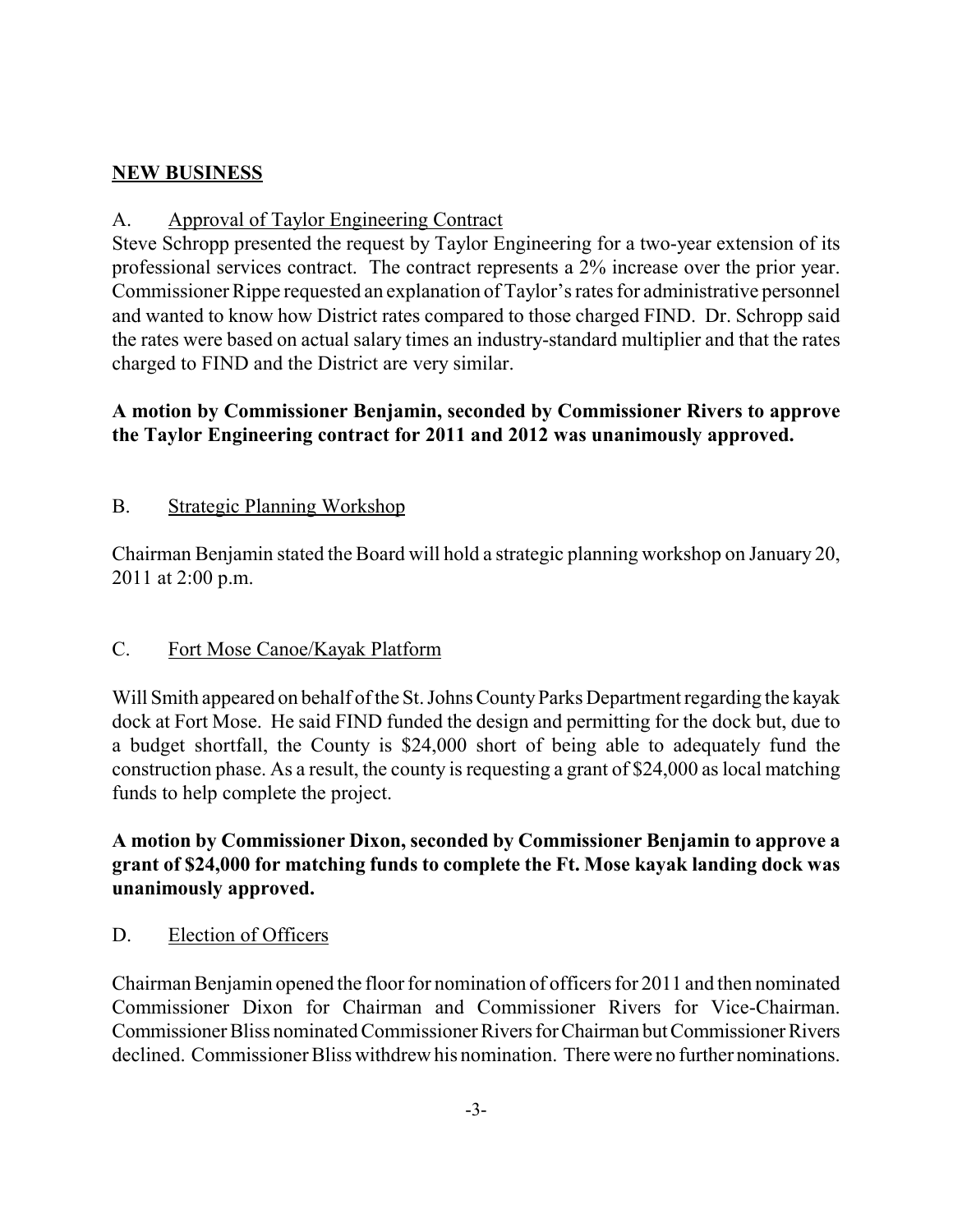## NEW BUSINESS

A. Approval of Taylor Engineering Contract

Steve Schropp presented the request by Taylor Engineering for a two-year extension of its professional services contract. The contract represents a 2% increase over the prior year. Commissioner Rippe requested an explanation of Taylor's rates for administrative personnel and wanted to know how District rates compared to those charged FIND. Dr. Schropp said the rates were based on actual salary times an industry-standard multiplier and that the rates charged to FIND and the District are very similar.

**A motion by Commissioner Benjamin, seconded by Commissioner Rivers to approve the Taylor Engineering contract for 2011 and 2012 was unanimously approved.**

B. Strategic Planning Workshop

Chairman Benjamin stated the Board will hold a strategic planning workshop on January 20, 2011 at 2:00 p.m.

C. Fort Mose Canoe/Kayak Platform

Will Smith appeared on behalf of the St. Johns County Parks Department regarding the kayak dock at Fort Mose. He said FIND funded the design and permitting for the dock but, due to a budget shortfall, the County is $24,000 short of being able to adequately fund the construction phase. As a result, the county is requesting a grant of $24,000 as local matching funds to help complete the project.

**A motion by Commissioner Dixon, seconded by Commissioner Benjamin to approve a grant of $24,000 for matching funds to complete the Ft. Mose kayak landing dock was unanimously approved.**

D. Election of Officers

Chairman Benjamin opened the floor for nomination of officers for 2011 and then nominated Commissioner Dixon for Chairman and Commissioner Rivers for Vice-Chairman. Commissioner Bliss nominated Commissioner Rivers for Chairman but Commissioner Rivers declined. Commissioner Bliss withdrew his nomination. There were no further nominations.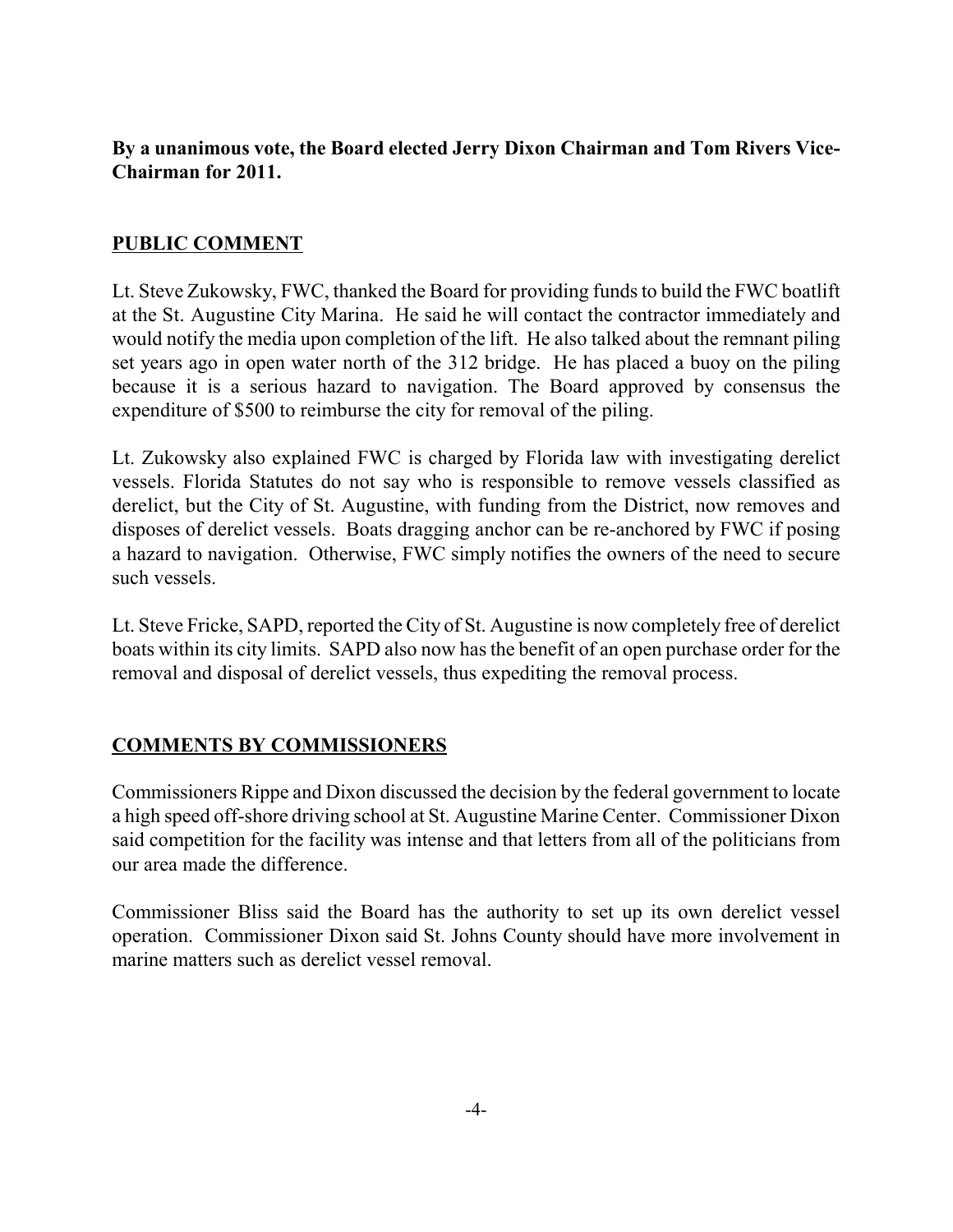**By a unanimous vote, the Board elected Jerry Dixon Chairman and Tom Rivers Vice-Chairman for 2011.**

## PUBLIC COMMENT

Lt. Steve Zukowsky, FWC, thanked the Board for providing funds to build the FWC boatlift at the St. Augustine City Marina. He said he will contact the contractor immediately and would notify the media upon completion of the lift. He also talked about the remnant piling set years ago in open water north of the 312 bridge. He has placed a buoy on the piling because it is a serious hazard to navigation. The Board approved by consensus the expenditure of $500 to reimburse the city for removal of the piling.

Lt. Zukowsky also explained FWC is charged by Florida law with investigating derelict vessels. Florida Statutes do not say who is responsible to remove vessels classified as derelict, but the City of St. Augustine, with funding from the District, now removes and disposes of derelict vessels. Boats dragging anchor can be re-anchored by FWC if posing a hazard to navigation. Otherwise, FWC simply notifies the owners of the need to secure such vessels.

Lt. Steve Fricke, SAPD, reported the City of St. Augustine is now completely free of derelict boats within its city limits. SAPD also now has the benefit of an open purchase order for the removal and disposal of derelict vessels, thus expediting the removal process.

## COMMENTS BY COMMISSIONERS

Commissioners Rippe and Dixon discussed the decision by the federal government to locate a high speed off-shore driving school at St. Augustine Marine Center. Commissioner Dixon said competition for the facility was intense and that letters from all of the politicians from our area made the difference.

Commissioner Bliss said the Board has the authority to set up its own derelict vessel operation. Commissioner Dixon said St. Johns County should have more involvement in marine matters such as derelict vessel removal.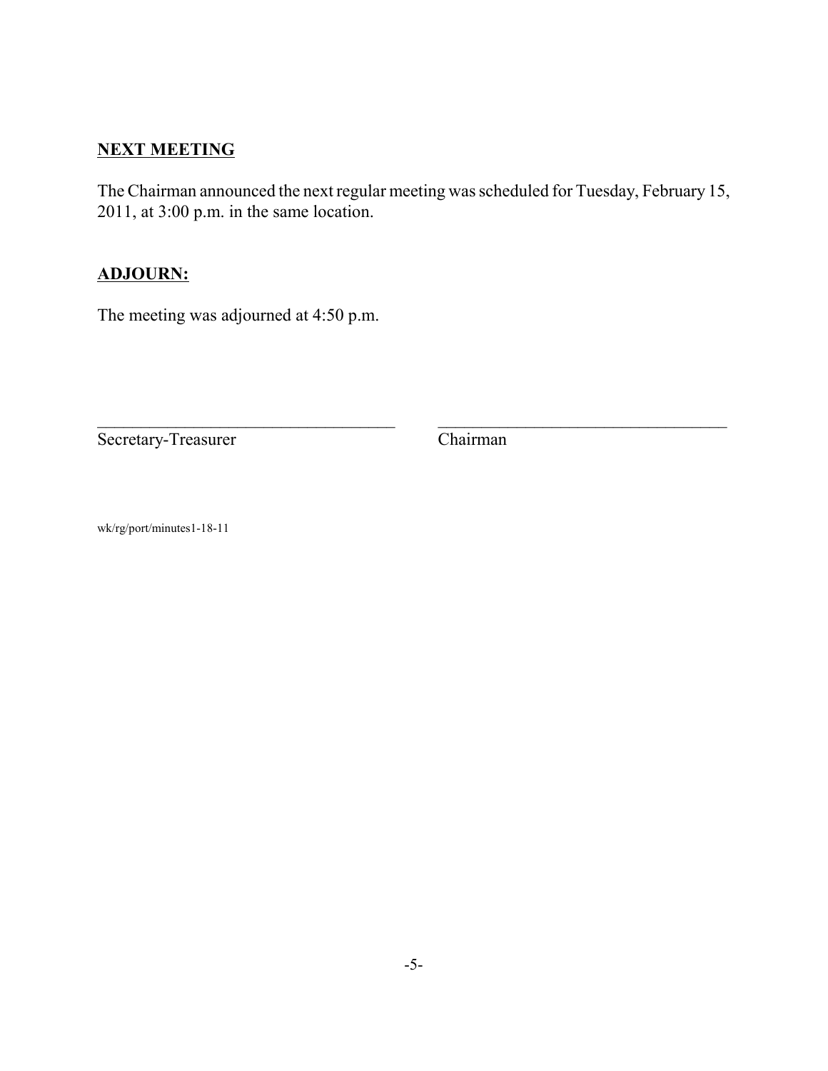**NEXT MEETING**

The Chairman announced the next regular meeting was scheduled for Tuesday, February 15, 2011, at 3:00 p.m. in the same location.

**ADJOURN:**

The meeting was adjourned at 4:50 p.m.

\_\_\_\_\_\_\_\_\_\_\_\_\_\_\_\_\_\_\_\_\_\_\_\_\_\_\_\_\_\_\_\_\_\_\_ \_\_\_\_\_\_\_\_\_\_\_\_\_\_\_\_\_\_\_\_\_\_\_\_\_\_\_\_\_\_\_\_\_\_\_

Secretary-Treasurer Chairman

wk/rg/port/minutes1-18-11